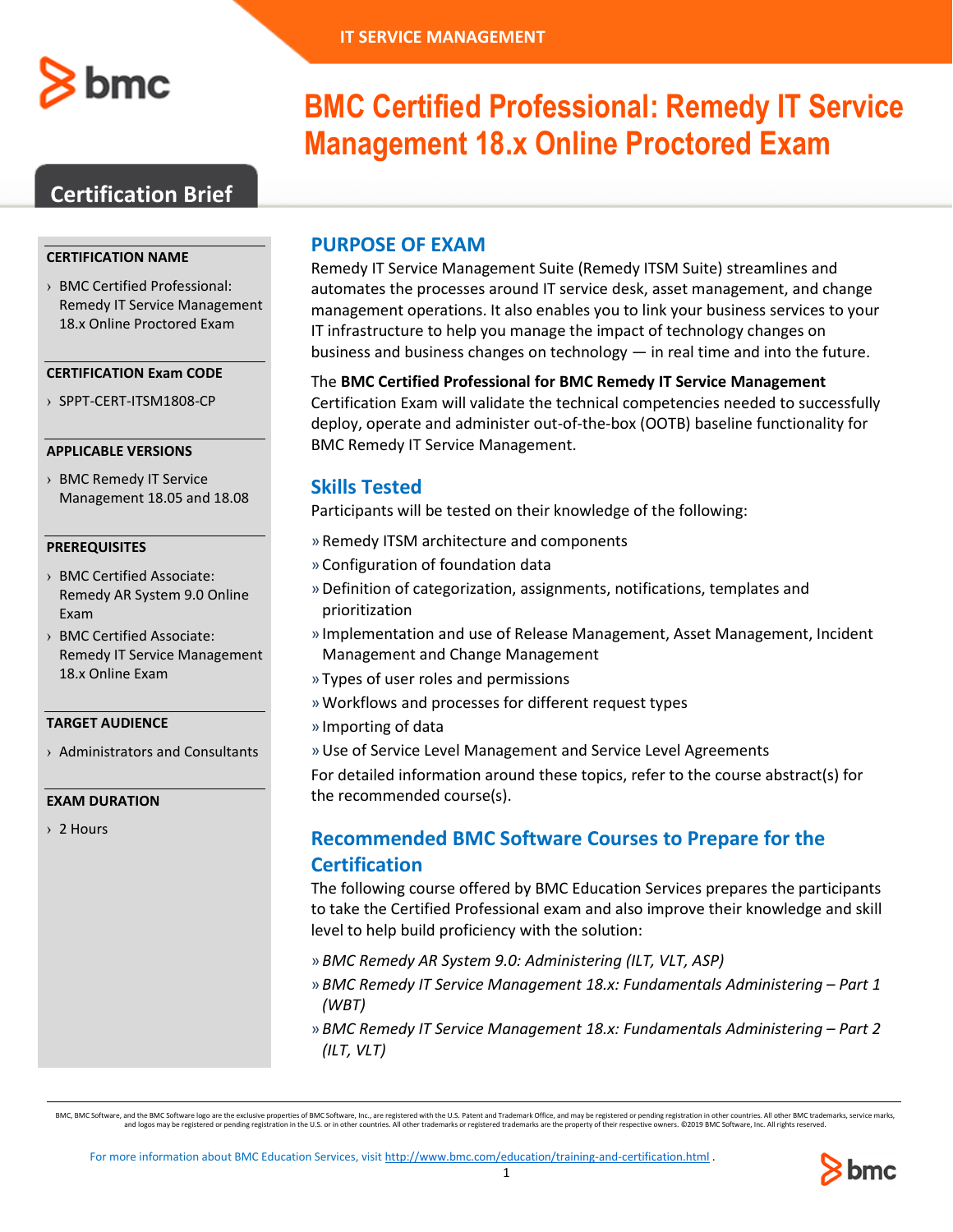IT SERVICE MANAGEMENT

# BMC Certified Professional: Remedy IT Service Management 18.x Online Proctored Exam

## Certification Brief

### CERTIFICATION NAME

- BMC Certified Professional: Remedy IT Service Management 18.x Online Proctored Exam

### CERTIFICATION Exam CODE

- SPPT-CERT-ITSM1808-CP

### APPLICABLE VERSIONS

- BMC Remedy IT Service Management 18.05 and 18.08

### PREREQUISITES

- BMC Certified Associate: Remedy AR System 9.0 Online Exam
- BMC Certified Associate: Remedy IT Service Management 18.x Online Exam

### TARGET AUDIENCE

- Administrators and Consultants

### EXAM DURATION

- 2 Hours

## PURPOSE OF EXAM

Remedy IT Service Management Suite (Remedy ITSM Suite) streamlines and automates the processes around IT service desk, asset management, and change management operations. It also enables you to link your business services to your IT infrastructure to help you manage the impact of technology changes on business and business changes on technology — in real time and into the future.

The **BMC Certified Professional for BMC Remedy IT Service Management** Certification Exam will validate the technical competencies needed to successfully deploy, operate and administer out-of-the-box (OOTB) baseline functionality for BMC Remedy IT Service Management.

## Skills Tested

Participants will be tested on their knowledge of the following:

- Remedy ITSM architecture and components
- Configuration of foundation data
- Definition of categorization, assignments, notifications, templates and prioritization
- Implementation and use of Release Management, Asset Management, Incident Management and Change Management
- Types of user roles and permissions
- Workflows and processes for different request types
- Importing of data
- Use of Service Level Management and Service Level Agreements

For detailed information around these topics, refer to the course abstract(s) for the recommended course(s).

## Recommended BMC Software Courses to Prepare for the Certification

The following course offered by BMC Education Services prepares the participants to take the Certified Professional exam and also improve their knowledge and skill level to help build proficiency with the solution:

- *BMC Remedy AR System 9.0: Administering (ILT, VLT, ASP)*
- *BMC Remedy IT Service Management 18.x: Fundamentals Administering – Part 1 (WBT)*
- *BMC Remedy IT Service Management 18.x: Fundamentals Administering – Part 2 (ILT, VLT)*

BMC, BMC Software, and the BMC Software logo are the exclusive properties of BMC Software, Inc., are registered with the U.S. Patent and Trademark Office, and may be registered or pending registration in other countries. All other BMC trademarks, service marks, and logos may be registered or pending registration in the U.S. or in other countries. All other trademarks or registered trademarks are the property of their respective owners. ©2019 BMC Software, Inc. All rights reserved.

For more information about BMC Education Services, visit http://www.bmc.com/education/training-and-certification.html .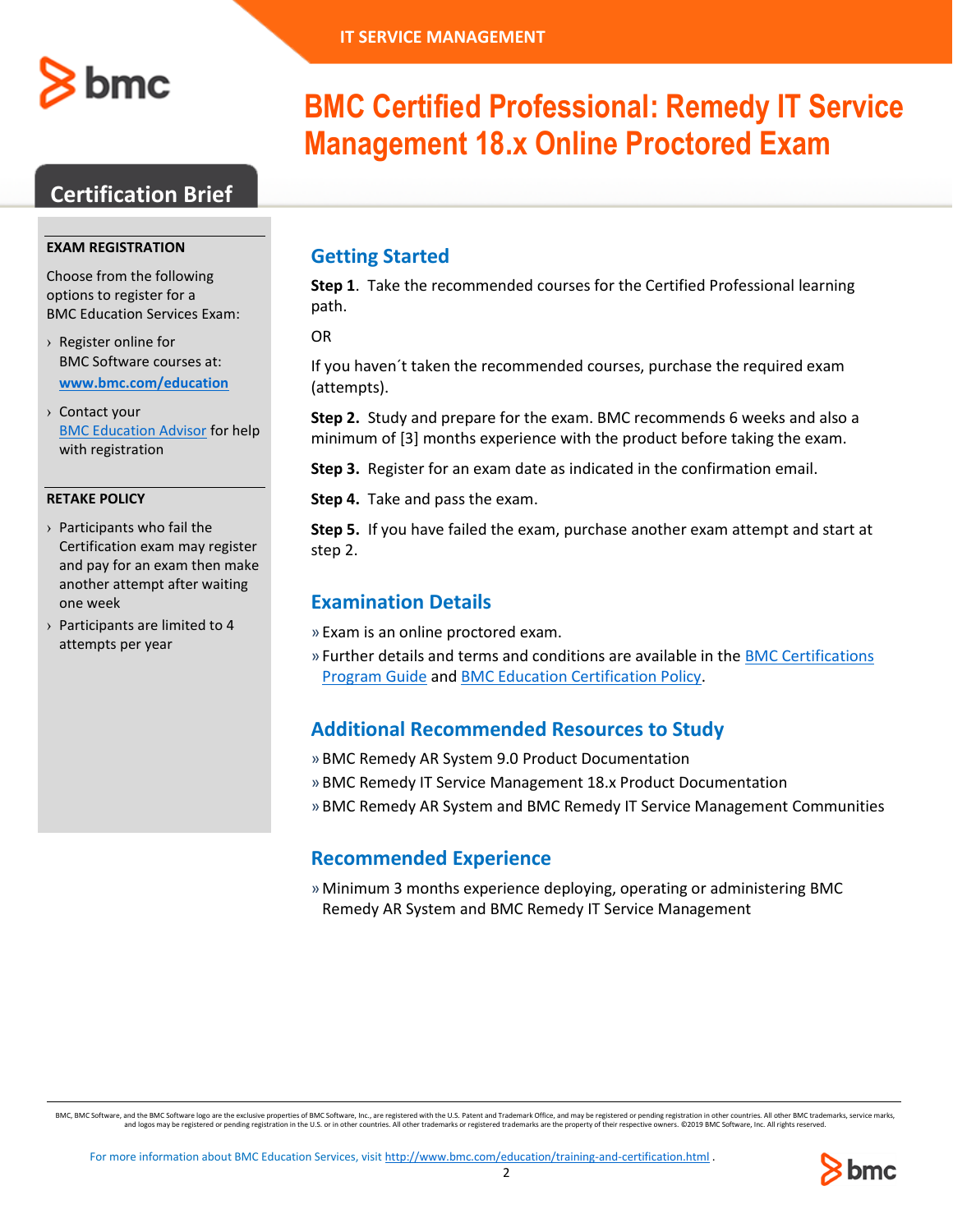IT SERVICE MANAGEMENT

# BMC Certified Professional: Remedy IT Service Management 18.x Online Proctored Exam

## Certification Brief

### EXAM REGISTRATION

Choose from the following options to register for a BMC Education Services Exam:

- Register online for BMC Software courses at: **www.bmc.com/education**
- Contact your BMC Education Advisor for help with registration

### RETAKE POLICY

- Participants who fail the Certification exam may register and pay for an exam then make another attempt after waiting one week
- Participants are limited to 4 attempts per year

## Getting Started

**Step 1**. Take the recommended courses for the Certified Professional learning path.

OR

If you haven´t taken the recommended courses, purchase the required exam (attempts).

**Step 2.** Study and prepare for the exam. BMC recommends 6 weeks and also a minimum of [3] months experience with the product before taking the exam.

**Step 3.** Register for an exam date as indicated in the confirmation email.

**Step 4.** Take and pass the exam.

**Step 5.** If you have failed the exam, purchase another exam attempt and start at step 2.

## Examination Details

- Exam is an online proctored exam.
- Further details and terms and conditions are available in the BMC Certifications Program Guide and BMC Education Certification Policy.

## Additional Recommended Resources to Study

- BMC Remedy AR System 9.0 Product Documentation
- BMC Remedy IT Service Management 18.x Product Documentation
- BMC Remedy AR System and BMC Remedy IT Service Management Communities

## Recommended Experience

- Minimum 3 months experience deploying, operating or administering BMC Remedy AR System and BMC Remedy IT Service Management

BMC, BMC Software, and the BMC Software logo are the exclusive properties of BMC Software, Inc., are registered with the U.S. Patent and Trademark Office, and may be registered or pending registration in other countries. All other BMC trademarks, service marks, and logos may be registered or pending registration in the U.S. or in other countries. All other trademarks or registered trademarks are the property of their respective owners. ©2019 BMC Software, Inc. All rights reserved.

For more information about BMC Education Services, visit http://www.bmc.com/education/training-and-certification.html .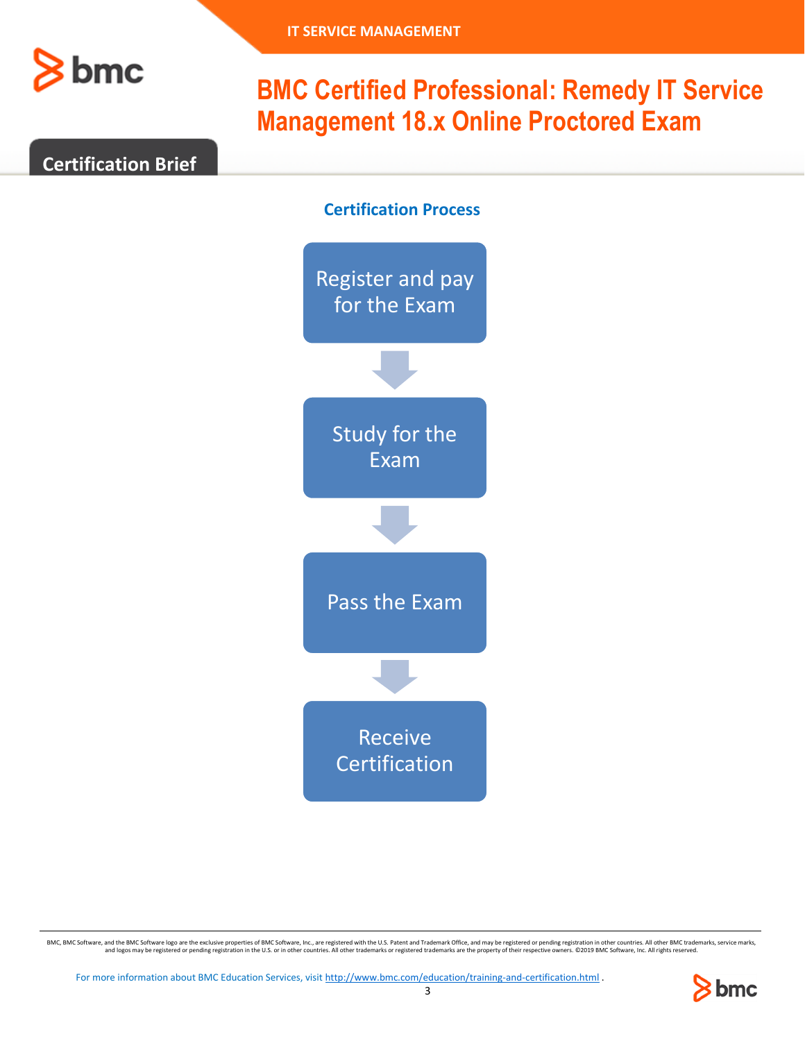# BMC Certified Professional: Remedy IT Service Management 18.x Online Proctored Exam

## Certification Process

Register and pay for the Exam

Study for the Exam

Pass the Exam

Receive Certification

BMC, BMC Software, and the BMC Software logo are the exclusive properties of BMC Software, Inc., are registered with the U.S. Patent and Trademark Office, and may be registered or pending registration in other countries. All other BMC trademarks, service marks, and logos may be registered or pending registration in the U.S. or in other countries. All other trademarks or registered trademarks are the property of their respective owners. ©2019 BMC Software, Inc. All rights reserved.

For more information about BMC Education Services, visit http://www.bmc.com/education/training-and-certification.html .